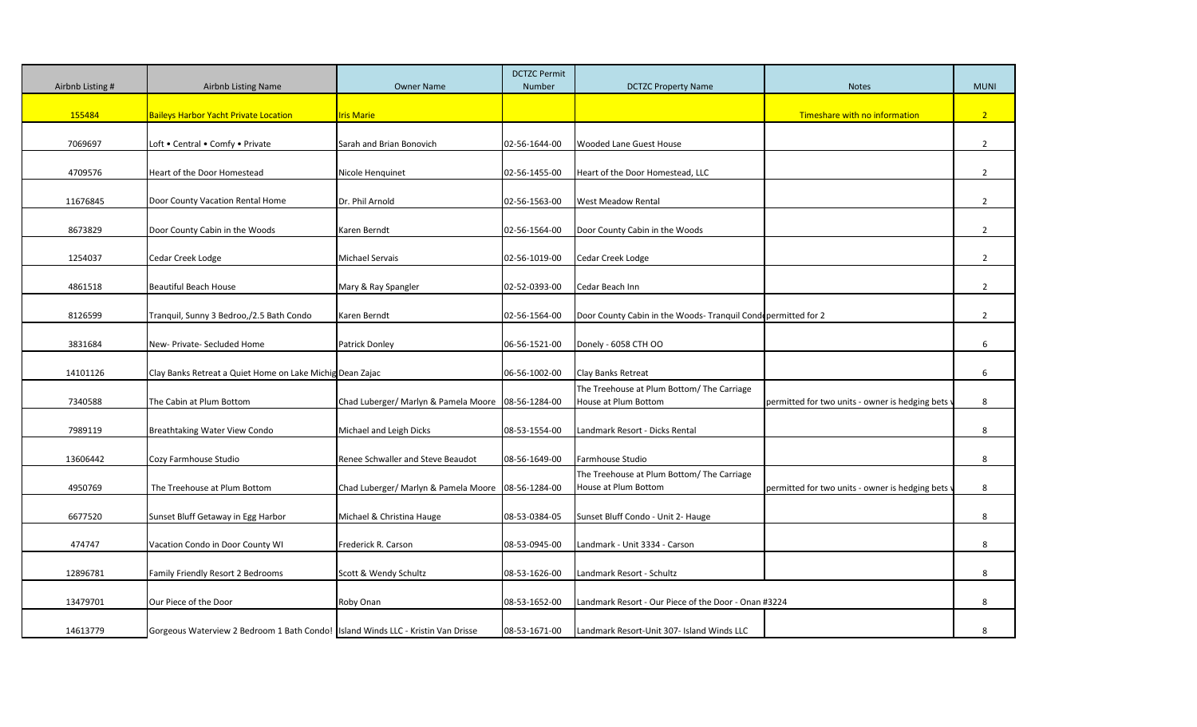| Airbnb Listing # | Airbnb Listing Name | Owner Name | DCTZC Permit Number | DCTZC Property Name | Notes | MUNI |
|---|---|---|---|---|---|---|
| 155484 | Baileys Harbor Yacht Private Location | Iris Marie | | | Timeshare with no information | 2 |
| 7069697 | Loft • Central • Comfy • Private | Sarah and Brian Bonovich | 02-56-1644-00 | Wooded Lane Guest House | | 2 |
| 4709576 | Heart of the Door Homestead | Nicole Henquinet | 02-56-1455-00 | Heart of the Door Homestead, LLC | | 2 |
| 11676845 | Door County Vacation Rental Home | Dr. Phil Arnold | 02-56-1563-00 | West Meadow Rental | | 2 |
| 8673829 | Door County Cabin in the Woods | Karen Berndt | 02-56-1564-00 | Door County Cabin in the Woods | | 2 |
| 1254037 | Cedar Creek Lodge | Michael Servais | 02-56-1019-00 | Cedar Creek Lodge | | 2 |
| 4861518 | Beautiful Beach House | Mary & Ray Spangler | 02-52-0393-00 | Cedar Beach Inn | | 2 |
| 8126599 | Tranquil, Sunny 3 Bedroo,/2.5 Bath Condo | Karen Berndt | 02-56-1564-00 | Door County Cabin in the Woods- Tranquil Cond | permitted for 2 | 2 |
| 3831684 | New- Private- Secluded Home | Patrick Donley | 06-56-1521-00 | Donely - 6058 CTH OO | | 6 |
| 14101126 | Clay Banks Retreat a Quiet Home on Lake Michig | Dean Zajac | 06-56-1002-00 | Clay Banks Retreat | | 6 |
| 7340588 | The Cabin at Plum Bottom | Chad Luberger/ Marlyn & Pamela Moore | 08-56-1284-00 | The Treehouse at Plum Bottom/ The Carriage House at Plum Bottom | permitted for two units - owner is hedging bets | 8 |
| 7989119 | Breathtaking Water View Condo | Michael and Leigh Dicks | 08-53-1554-00 | Landmark Resort - Dicks Rental | | 8 |
| 13606442 | Cozy Farmhouse Studio | Renee Schwaller and Steve Beaudot | 08-56-1649-00 | Farmhouse Studio | | 8 |
| 4950769 | The Treehouse at Plum Bottom | Chad Luberger/ Marlyn & Pamela Moore | 08-56-1284-00 | The Treehouse at Plum Bottom/ The Carriage House at Plum Bottom | permitted for two units - owner is hedging bets | 8 |
| 6677520 | Sunset Bluff Getaway in Egg Harbor | Michael & Christina Hauge | 08-53-0384-05 | Sunset Bluff Condo - Unit 2- Hauge | | 8 |
| 474747 | Vacation Condo in Door County WI | Frederick R. Carson | 08-53-0945-00 | Landmark - Unit 3334 - Carson | | 8 |
| 12896781 | Family Friendly Resort 2 Bedrooms | Scott & Wendy Schultz | 08-53-1626-00 | Landmark Resort - Schultz | | 8 |
| 13479701 | Our Piece of the Door | Roby Onan | 08-53-1652-00 | Landmark Resort - Our Piece of the Door - Onan #3224 | | 8 |
| 14613779 | Gorgeous Waterview 2 Bedroom 1 Bath Condo! | Island Winds LLC - Kristin Van Drisse | 08-53-1671-00 | Landmark Resort-Unit 307- Island Winds LLC | | 8 |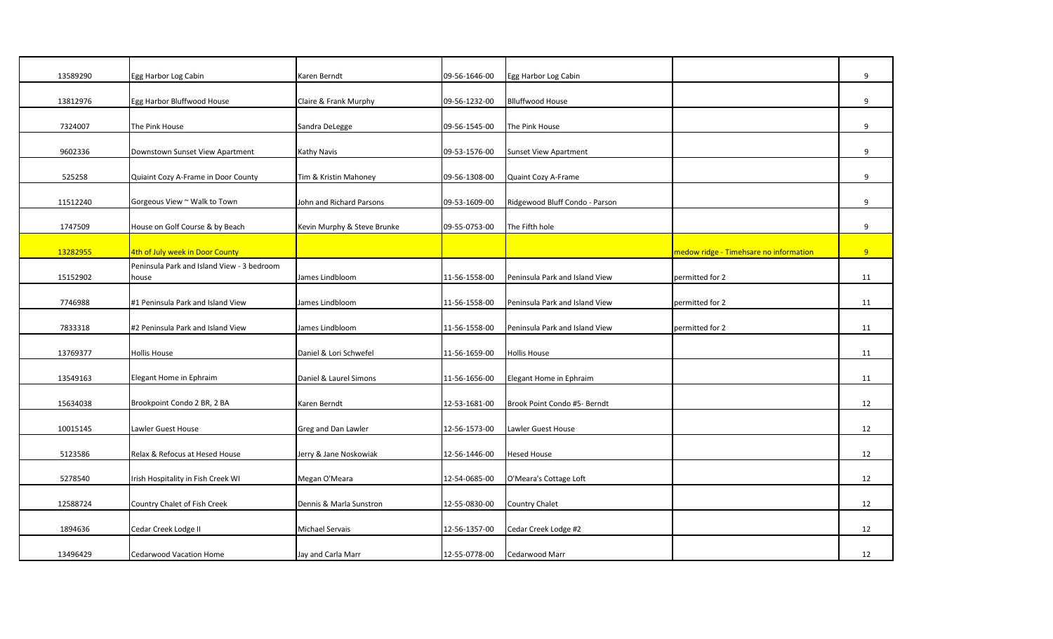| | | | | | | |
|---|---|---|---|---|---|---|
| 13589290 | Egg Harbor Log Cabin | Karen Berndt | 09-56-1646-00 | Egg Harbor Log Cabin | | 9 |
| 13812976 | Egg Harbor Bluffwood House | Claire & Frank Murphy | 09-56-1232-00 | Blluffwood House | | 9 |
| 7324007 | The Pink House | Sandra DeLegge | 09-56-1545-00 | The Pink House | | 9 |
| 9602336 | Downtown Sunset View Apartment | Kathy Navis | 09-53-1576-00 | Sunset View Apartment | | 9 |
| 525258 | Quiaint Cozy A-Frame in Door County | Tim & Kristin Mahoney | 09-56-1308-00 | Quaint Cozy A-Frame | | 9 |
| 11512240 | Gorgeous View ~ Walk to Town | John and Richard Parsons | 09-53-1609-00 | Ridgewood Bluff Condo - Parson | | 9 |
| 1747509 | House on Golf Course & by Beach | Kevin Murphy & Steve Brunke | 09-55-0753-00 | The Fifth hole | | 9 |
| 13282955 | 4th of July week in Door County | | | | medow ridge - Timehsare no information | 9 |
| 15152902 | Peninsula Park and Island View - 3 bedroom house | James Lindbloom | 11-56-1558-00 | Peninsula Park and Island View | permitted for 2 | 11 |
| 7746988 | #1 Peninsula Park and Island View | James Lindbloom | 11-56-1558-00 | Peninsula Park and Island View | permitted for 2 | 11 |
| 7833318 | #2 Peninsula Park and Island View | James Lindbloom | 11-56-1558-00 | Peninsula Park and Island View | permitted for 2 | 11 |
| 13769377 | Hollis House | Daniel & Lori Schwefel | 11-56-1659-00 | Hollis House | | 11 |
| 13549163 | Elegant Home in Ephraim | Daniel & Laurel Simons | 11-56-1656-00 | Elegant Home in Ephraim | | 11 |
| 15634038 | Brookpoint Condo 2 BR, 2 BA | Karen Berndt | 12-53-1681-00 | Brook Point Condo #5- Berndt | | 12 |
| 10015145 | Lawler Guest House | Greg and Dan Lawler | 12-56-1573-00 | Lawler Guest House | | 12 |
| 5123586 | Relax & Refocus at Hesed House | Jerry & Jane Noskowiak | 12-56-1446-00 | Hesed House | | 12 |
| 5278540 | Irish Hospitality in Fish Creek WI | Megan O'Meara | 12-54-0685-00 | O'Meara's Cottage Loft | | 12 |
| 12588724 | Country Chalet of Fish Creek | Dennis & Marla Sunstron | 12-55-0830-00 | Country Chalet | | 12 |
| 1894636 | Cedar Creek Lodge II | Michael Servais | 12-56-1357-00 | Cedar Creek Lodge #2 | | 12 |
| 13496429 | Cedarwood Vacation Home | Jay and Carla Marr | 12-55-0778-00 | Cedarwood Marr | | 12 |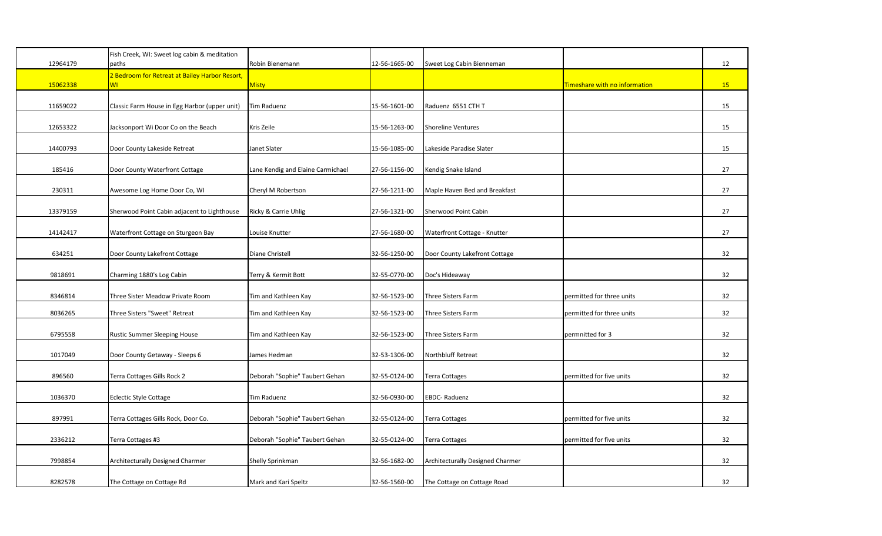| | | | | | | |
|---|---|---|---|---|---|---|
| 12964179 | Fish Creek, WI: Sweet log cabin & meditation paths | Robin Bienemann | 12-56-1665-00 | Sweet Log Cabin Bienneman | | 12 |
| 15062338 | 2 Bedroom for Retreat at Bailey Harbor Resort, WI | Misty | | | Timeshare with no information | 15 |
| 11659022 | Classic Farm House in Egg Harbor (upper unit) | Tim Raduenz | 15-56-1601-00 | Raduenz 6551 CTH T | | 15 |
| 12653322 | Jacksonport Wi Door Co on the Beach | Kris Zeile | 15-56-1263-00 | Shoreline Ventures | | 15 |
| 14400793 | Door County Lakeside Retreat | Janet Slater | 15-56-1085-00 | Lakeside Paradise Slater | | 15 |
| 185416 | Door County Waterfront Cottage | Lane Kendig and Elaine Carmichael | 27-56-1156-00 | Kendig Snake Island | | 27 |
| 230311 | Awesome Log Home Door Co, WI | Cheryl M Robertson | 27-56-1211-00 | Maple Haven Bed and Breakfast | | 27 |
| 13379159 | Sherwood Point Cabin adjacent to Lighthouse | Ricky & Carrie Uhlig | 27-56-1321-00 | Sherwood Point Cabin | | 27 |
| 14142417 | Waterfront Cottage on Sturgeon Bay | Louise Knutter | 27-56-1680-00 | Waterfront Cottage - Knutter | | 27 |
| 634251 | Door County Lakefront Cottage | Diane Christell | 32-56-1250-00 | Door County Lakefront Cottage | | 32 |
| 9818691 | Charming 1880's Log Cabin | Terry & Kermit Bott | 32-55-0770-00 | Doc's Hideaway | | 32 |
| 8346814 | Three Sister Meadow Private Room | Tim and Kathleen Kay | 32-56-1523-00 | Three Sisters Farm | permitted for three units | 32 |
| 8036265 | Three Sisters "Sweet" Retreat | Tim and Kathleen Kay | 32-56-1523-00 | Three Sisters Farm | permitted for three units | 32 |
| 6795558 | Rustic Summer Sleeping House | Tim and Kathleen Kay | 32-56-1523-00 | Three Sisters Farm | permnitted for 3 | 32 |
| 1017049 | Door County Getaway - Sleeps 6 | James Hedman | 32-53-1306-00 | Northbluff Retreat | | 32 |
| 896560 | Terra Cottages Gills Rock 2 | Deborah "Sophie" Taubert Gehan | 32-55-0124-00 | Terra Cottages | permitted for five units | 32 |
| 1036370 | Eclectic Style Cottage | Tim Raduenz | 32-56-0930-00 | EBDC- Raduenz | | 32 |
| 897991 | Terra Cottages Gills Rock, Door Co. | Deborah "Sophie" Taubert Gehan | 32-55-0124-00 | Terra Cottages | permitted for five units | 32 |
| 2336212 | Terra Cottages #3 | Deborah "Sophie" Taubert Gehan | 32-55-0124-00 | Terra Cottages | permitted for five units | 32 |
| 7998854 | Architecturally Designed Charmer | Shelly Sprinkman | 32-56-1682-00 | Architecturally Designed Charmer | | 32 |
| 8282578 | The Cottage on Cottage Rd | Mark and Kari Speltz | 32-56-1560-00 | The Cottage on Cottage Road | | 32 |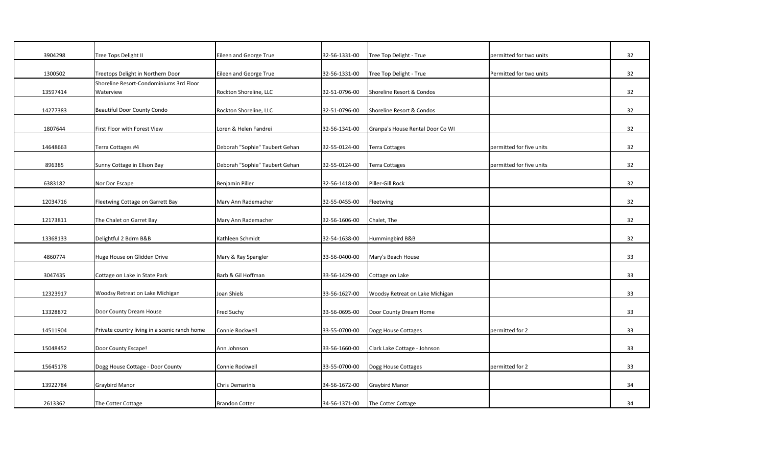| | | | | | | |
|---|---|---|---|---|---|---|
| 3904298 | Tree Tops Delight II | Eileen and George True | 32-56-1331-00 | Tree Top Delight - True | permitted for two units | 32 |
| 1300502 | Treetops Delight in Northern Door | Eileen and George True | 32-56-1331-00 | Tree Top Delight - True | Permitted for two units | 32 |
| 13597414 | Shoreline Resort-Condominiums 3rd Floor Waterview | Rockton Shoreline, LLC | 32-51-0796-00 | Shoreline Resort & Condos | | 32 |
| 14277383 | Beautiful Door County Condo | Rockton Shoreline, LLC | 32-51-0796-00 | Shoreline Resort & Condos | | 32 |
| 1807644 | First Floor with Forest View | Loren & Helen Fandrei | 32-56-1341-00 | Granpa's House Rental Door Co WI | | 32 |
| 14648663 | Terra Cottages #4 | Deborah "Sophie" Taubert Gehan | 32-55-0124-00 | Terra Cottages | permitted for five units | 32 |
| 896385 | Sunny Cottage in Ellson Bay | Deborah "Sophie" Taubert Gehan | 32-55-0124-00 | Terra Cottages | permitted for five units | 32 |
| 6383182 | Nor Dor Escape | Benjamin Piller | 32-56-1418-00 | Piller-Gill Rock | | 32 |
| 12034716 | Fleetwing Cottage on Garrett Bay | Mary Ann Rademacher | 32-55-0455-00 | Fleetwing | | 32 |
| 12173811 | The Chalet on Garret Bay | Mary Ann Rademacher | 32-56-1606-00 | Chalet, The | | 32 |
| 13368133 | Delightful 2 Bdrm B&B | Kathleen Schmidt | 32-54-1638-00 | Hummingbird B&B | | 32 |
| 4860774 | Huge House on Glidden Drive | Mary & Ray Spangler | 33-56-0400-00 | Mary's Beach House | | 33 |
| 3047435 | Cottage on Lake in State Park | Barb & Gil Hoffman | 33-56-1429-00 | Cottage on Lake | | 33 |
| 12323917 | Woodsy Retreat on Lake Michigan | Joan Shiels | 33-56-1627-00 | Woodsy Retreat on Lake Michigan | | 33 |
| 13328872 | Door County Dream House | Fred Suchy | 33-56-0695-00 | Door County Dream Home | | 33 |
| 14511904 | Private country living in a scenic ranch home | Connie Rockwell | 33-55-0700-00 | Dogg House Cottages | permitted for 2 | 33 |
| 15048452 | Door County Escape! | Ann Johnson | 33-56-1660-00 | Clark Lake Cottage - Johnson | | 33 |
| 15645178 | Dogg House Cottage - Door County | Connie Rockwell | 33-55-0700-00 | Dogg House Cottages | permitted for 2 | 33 |
| 13922784 | Graybird Manor | Chris Demarinis | 34-56-1672-00 | Graybird Manor | | 34 |
| 2613362 | The Cotter Cottage | Brandon Cotter | 34-56-1371-00 | The Cotter Cottage | | 34 |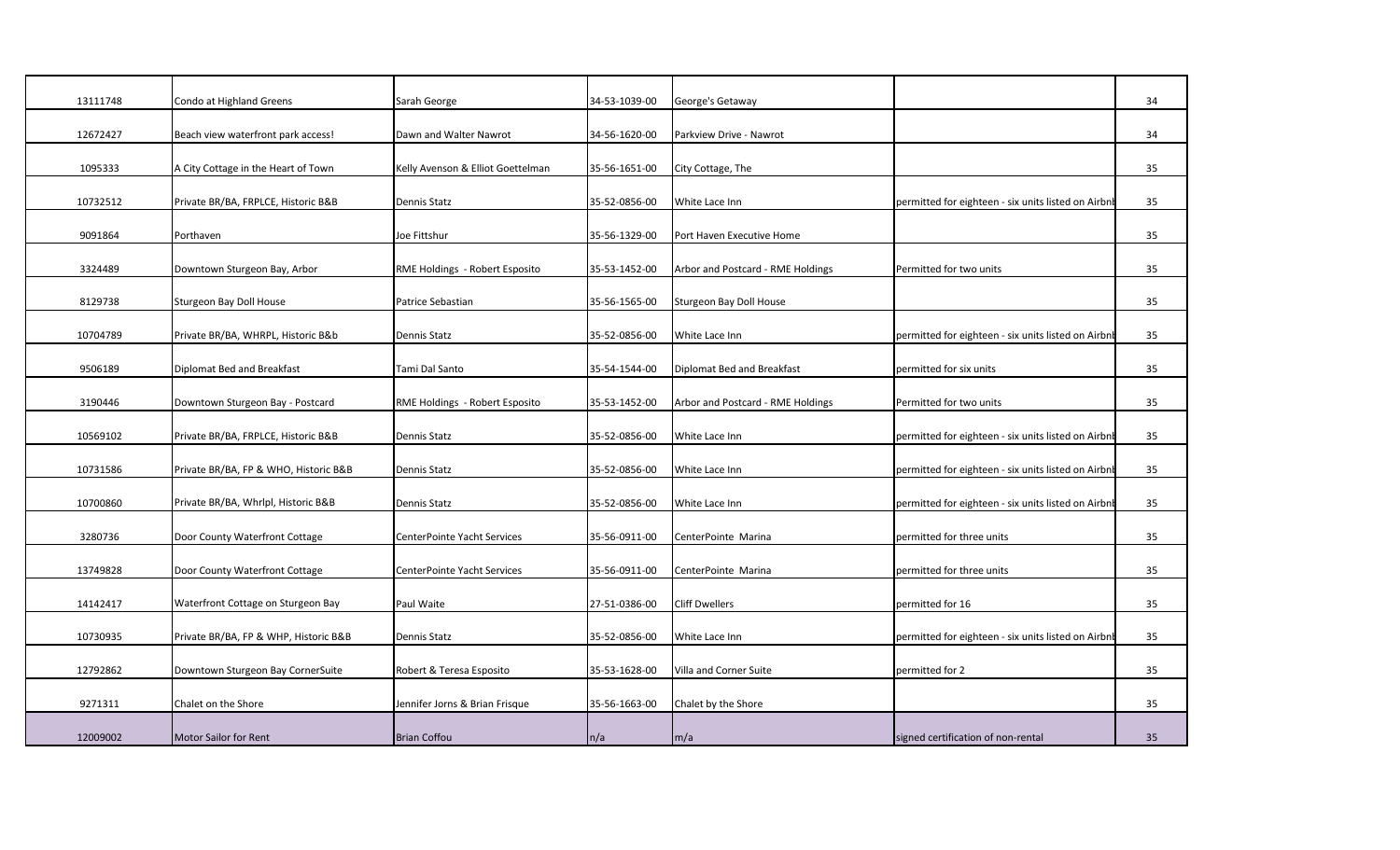| | | | | | | |
|---|---|---|---|---|---|---|
| 13111748 | Condo at Highland Greens | Sarah George | 34-53-1039-00 | George's Getaway | | 34 |
| 12672427 | Beach view waterfront park access! | Dawn and Walter Nawrot | 34-56-1620-00 | Parkview Drive - Nawrot | | 34 |
| 1095333 | A City Cottage in the Heart of Town | Kelly Avenson & Elliot Goettelman | 35-56-1651-00 | City Cottage, The | | 35 |
| 10732512 | Private BR/BA, FRPLCE, Historic B&B | Dennis Statz | 35-52-0856-00 | White Lace Inn | permitted for eighteen - six units listed on Airbnb | 35 |
| 9091864 | Porthaven | Joe Fittshur | 35-56-1329-00 | Port Haven Executive Home | | 35 |
| 3324489 | Downtown Sturgeon Bay, Arbor | RME Holdings - Robert Esposito | 35-53-1452-00 | Arbor and Postcard - RME Holdings | Permitted for two units | 35 |
| 8129738 | Sturgeon Bay Doll House | Patrice Sebastian | 35-56-1565-00 | Sturgeon Bay Doll House | | 35 |
| 10704789 | Private BR/BA, WHRPL, Historic B&b | Dennis Statz | 35-52-0856-00 | White Lace Inn | permitted for eighteen - six units listed on Airbnb | 35 |
| 9506189 | Diplomat Bed and Breakfast | Tami Dal Santo | 35-54-1544-00 | Diplomat Bed and Breakfast | permitted for six units | 35 |
| 3190446 | Downtown Sturgeon Bay - Postcard | RME Holdings - Robert Esposito | 35-53-1452-00 | Arbor and Postcard - RME Holdings | Permitted for two units | 35 |
| 10569102 | Private BR/BA, FRPLCE, Historic B&B | Dennis Statz | 35-52-0856-00 | White Lace Inn | permitted for eighteen - six units listed on Airbnb | 35 |
| 10731586 | Private BR/BA, FP & WHO, Historic B&B | Dennis Statz | 35-52-0856-00 | White Lace Inn | permitted for eighteen - six units listed on Airbnb | 35 |
| 10700860 | Private BR/BA, Whrlpl, Historic B&B | Dennis Statz | 35-52-0856-00 | White Lace Inn | permitted for eighteen - six units listed on Airbnb | 35 |
| 3280736 | Door County Waterfront Cottage | CenterPointe Yacht Services | 35-56-0911-00 | CenterPointe Marina | permitted for three units | 35 |
| 13749828 | Door County Waterfront Cottage | CenterPointe Yacht Services | 35-56-0911-00 | CenterPointe Marina | permitted for three units | 35 |
| 14142417 | Waterfront Cottage on Sturgeon Bay | Paul Waite | 27-51-0386-00 | Cliff Dwellers | permitted for 16 | 35 |
| 10730935 | Private BR/BA, FP & WHP, Historic B&B | Dennis Statz | 35-52-0856-00 | White Lace Inn | permitted for eighteen - six units listed on Airbnb | 35 |
| 12792862 | Downtown Sturgeon Bay CornerSuite | Robert & Teresa Esposito | 35-53-1628-00 | Villa and Corner Suite | permitted for 2 | 35 |
| 9271311 | Chalet on the Shore | Jennifer Jorns & Brian Frisque | 35-56-1663-00 | Chalet by the Shore | | 35 |
| 12009002 | Motor Sailor for Rent | Brian Coffou | n/a | n/a | signed certification of non-rental | 35 |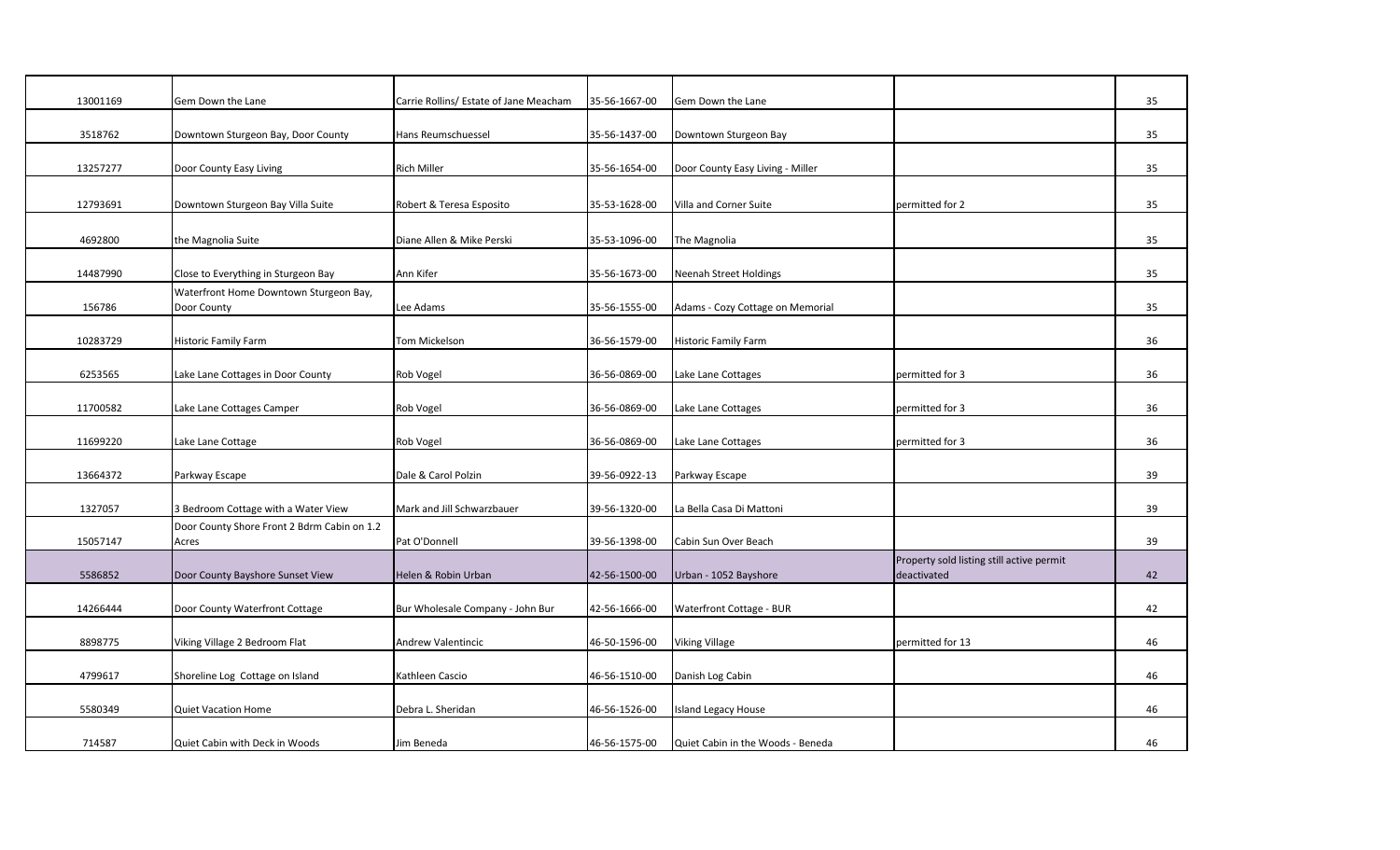| | | | | | | |
|---|---|---|---|---|---|---|
| 13001169 | Gem Down the Lane | Carrie Rollins/ Estate of Jane Meacham | 35-56-1667-00 | Gem Down the Lane | | 35 |
| 3518762 | Downtown Sturgeon Bay, Door County | Hans Reumschuessel | 35-56-1437-00 | Downtown Sturgeon Bay | | 35 |
| 13257277 | Door County Easy Living | Rich Miller | 35-56-1654-00 | Door County Easy Living - Miller | | 35 |
| 12793691 | Downtown Sturgeon Bay Villa Suite | Robert & Teresa Esposito | 35-53-1628-00 | Villa and Corner Suite | permitted for 2 | 35 |
| 4692800 | the Magnolia Suite | Diane Allen & Mike Perski | 35-53-1096-00 | The Magnolia | | 35 |
| 14487990 | Close to Everything in Sturgeon Bay | Ann Kifer | 35-56-1673-00 | Neenah Street Holdings | | 35 |
| 156786 | Waterfront Home Downtown Sturgeon Bay, Door County | Lee Adams | 35-56-1555-00 | Adams - Cozy Cottage on Memorial | | 35 |
| 10283729 | Historic Family Farm | Tom Mickelson | 36-56-1579-00 | Historic Family Farm | | 36 |
| 6253565 | Lake Lane Cottages in Door County | Rob Vogel | 36-56-0869-00 | Lake Lane Cottages | permitted for 3 | 36 |
| 11700582 | Lake Lane Cottages Camper | Rob Vogel | 36-56-0869-00 | Lake Lane Cottages | permitted for 3 | 36 |
| 11699220 | Lake Lane Cottage | Rob Vogel | 36-56-0869-00 | Lake Lane Cottages | permitted for 3 | 36 |
| 13664372 | Parkway Escape | Dale & Carol Polzin | 39-56-0922-13 | Parkway Escape | | 39 |
| 1327057 | 3 Bedroom Cottage with a Water View | Mark and Jill Schwarzbauer | 39-56-1320-00 | La Bella Casa Di Mattoni | | 39 |
| 15057147 | Door County Shore Front 2 Bdrm Cabin on 1.2 Acres | Pat O'Donnell | 39-56-1398-00 | Cabin Sun Over Beach | | 39 |
| 5586852 | Door County Bayshore Sunset View | Helen & Robin Urban | 42-56-1500-00 | Urban - 1052 Bayshore | Property sold listing still active permit deactivated | 42 |
| 14266444 | Door County Waterfront Cottage | Bur Wholesale Company - John Bur | 42-56-1666-00 | Waterfront Cottage - BUR | | 42 |
| 8898775 | Viking Village 2 Bedroom Flat | Andrew Valentincic | 46-50-1596-00 | Viking Village | permitted for 13 | 46 |
| 4799617 | Shoreline Log Cottage on Island | Kathleen Cascio | 46-56-1510-00 | Danish Log Cabin | | 46 |
| 5580349 | Quiet Vacation Home | Debra L. Sheridan | 46-56-1526-00 | Island Legacy House | | 46 |
| 714587 | Quiet Cabin with Deck in Woods | Jim Beneda | 46-56-1575-00 | Quiet Cabin in the Woods - Beneda | | 46 |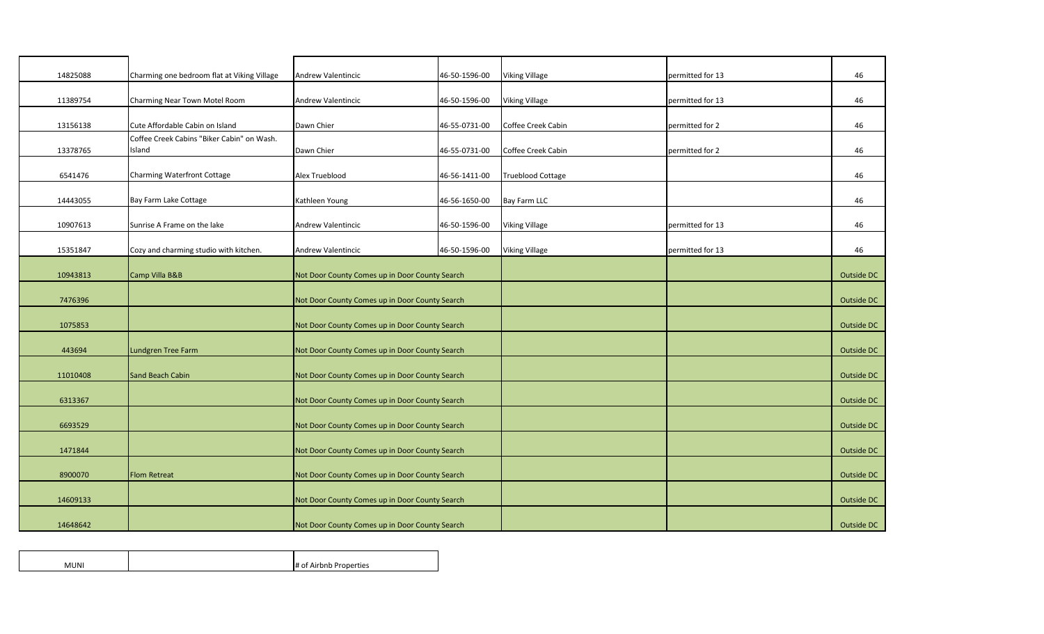| | | | | | | |
|---|---|---|---|---|---|---|
| 14825088 | Charming one bedroom flat at Viking Village | Andrew Valentincic | 46-50-1596-00 | Viking Village | permitted for 13 | 46 |
| 11389754 | Charming Near Town Motel Room | Andrew Valentincic | 46-50-1596-00 | Viking Village | permitted for 13 | 46 |
| 13156138 | Cute Affordable Cabin on Island | Dawn Chier | 46-55-0731-00 | Coffee Creek Cabin | permitted for 2 | 46 |
| 13378765 | Coffee Creek Cabins "Biker Cabin" on Wash. Island | Dawn Chier | 46-55-0731-00 | Coffee Creek Cabin | permitted for 2 | 46 |
| 6541476 | Charming Waterfront Cottage | Alex Trueblood | 46-56-1411-00 | Trueblood Cottage | | 46 |
| 14443055 | Bay Farm Lake Cottage | Kathleen Young | 46-56-1650-00 | Bay Farm LLC | | 46 |
| 10907613 | Sunrise A Frame on the lake | Andrew Valentincic | 46-50-1596-00 | Viking Village | permitted for 13 | 46 |
| 15351847 | Cozy and charming studio with kitchen. | Andrew Valentincic | 46-50-1596-00 | Viking Village | permitted for 13 | 46 |
| 10943813 | Camp Villa B&B | Not Door County Comes up in Door County Search | | | | Outside DC |
| 7476396 | | Not Door County Comes up in Door County Search | | | | Outside DC |
| 1075853 | | Not Door County Comes up in Door County Search | | | | Outside DC |
| 443694 | Lundgren Tree Farm | Not Door County Comes up in Door County Search | | | | Outside DC |
| 11010408 | Sand Beach Cabin | Not Door County Comes up in Door County Search | | | | Outside DC |
| 6313367 | | Not Door County Comes up in Door County Search | | | | Outside DC |
| 6693529 | | Not Door County Comes up in Door County Search | | | | Outside DC |
| 1471844 | | Not Door County Comes up in Door County Search | | | | Outside DC |
| 8900070 | Flom Retreat | Not Door County Comes up in Door County Search | | | | Outside DC |
| 14609133 | | Not Door County Comes up in Door County Search | | | | Outside DC |
| 14648642 | | Not Door County Comes up in Door County Search | | | | Outside DC |

| MUNI | | # of Airbnb Properties |
|---|---|---|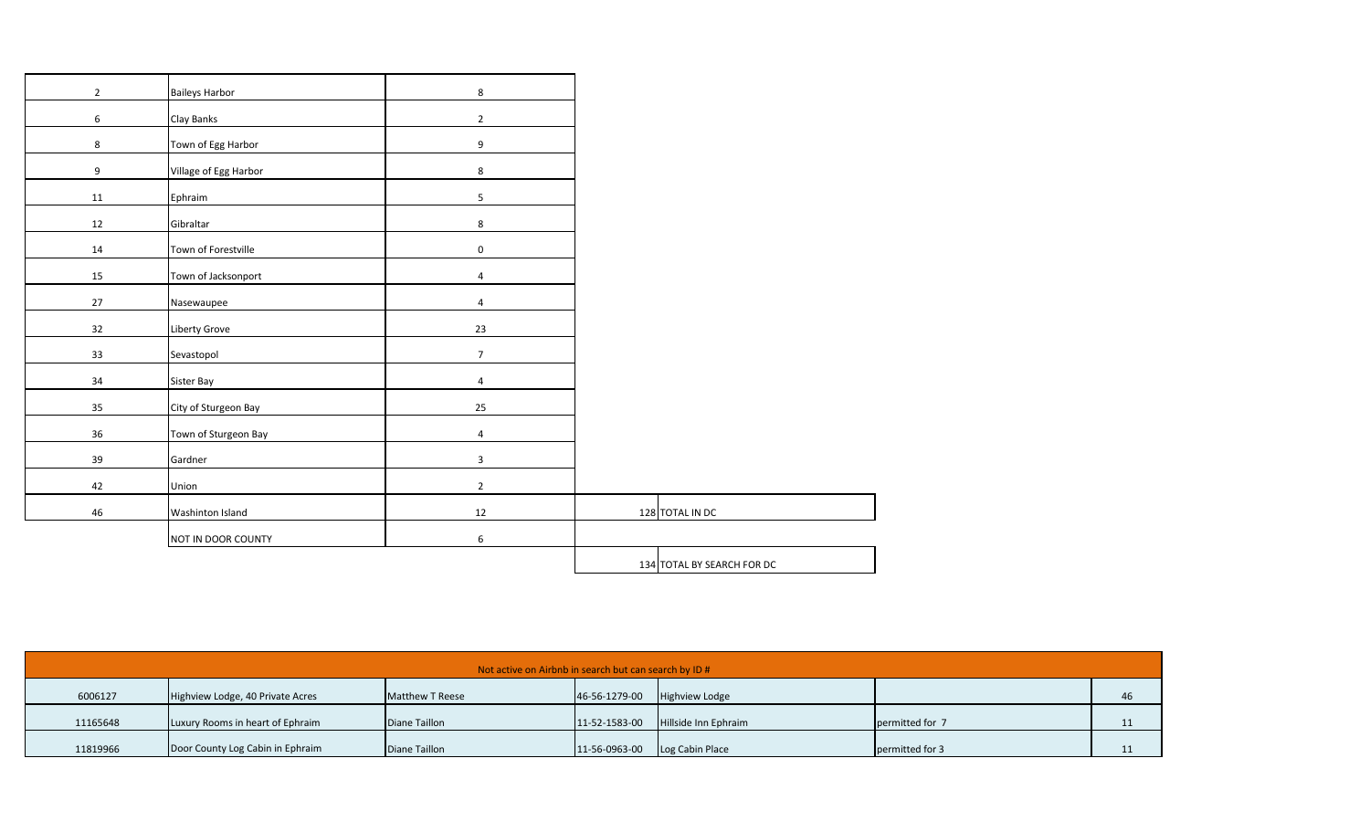| | | | |
|---|---|---|---|
| 2 | Baileys Harbor | 8 | |
| 6 | Clay Banks | 2 | |
| 8 | Town of Egg Harbor | 9 | |
| 9 | Village of Egg Harbor | 8 | |
| 11 | Ephraim | 5 | |
| 12 | Gibraltar | 8 | |
| 14 | Town of Forestville | 0 | |
| 15 | Town of Jacksonport | 4 | |
| 27 | Nasewaupee | 4 | |
| 32 | Liberty Grove | 23 | |
| 33 | Sevastopol | 7 | |
| 34 | Sister Bay | 4 | |
| 35 | City of Sturgeon Bay | 25 | |
| 36 | Town of Sturgeon Bay | 4 | |
| 39 | Gardner | 3 | |
| 42 | Union | 2 | |
| 46 | Washinton Island | 12 | 128 TOTAL IN DC |
| | NOT IN DOOR COUNTY | 6 | |
| | | | 134 TOTAL BY SEARCH FOR DC |

| Not active on Airbnb in search but can search by ID # | | | | | | |
|---|---|---|---|---|---|---|
| 6006127 | Highview Lodge, 40 Private Acres | Matthew T Reese | 46-56-1279-00 | Highview Lodge | | 46 |
| 11165648 | Luxury Rooms in heart of Ephraim | Diane Taillon | 11-52-1583-00 | Hillside Inn Ephraim | permitted for 7 | 11 |
| 11819966 | Door County Log Cabin in Ephraim | Diane Taillon | 11-56-0963-00 | Log Cabin Place | permitted for 3 | 11 |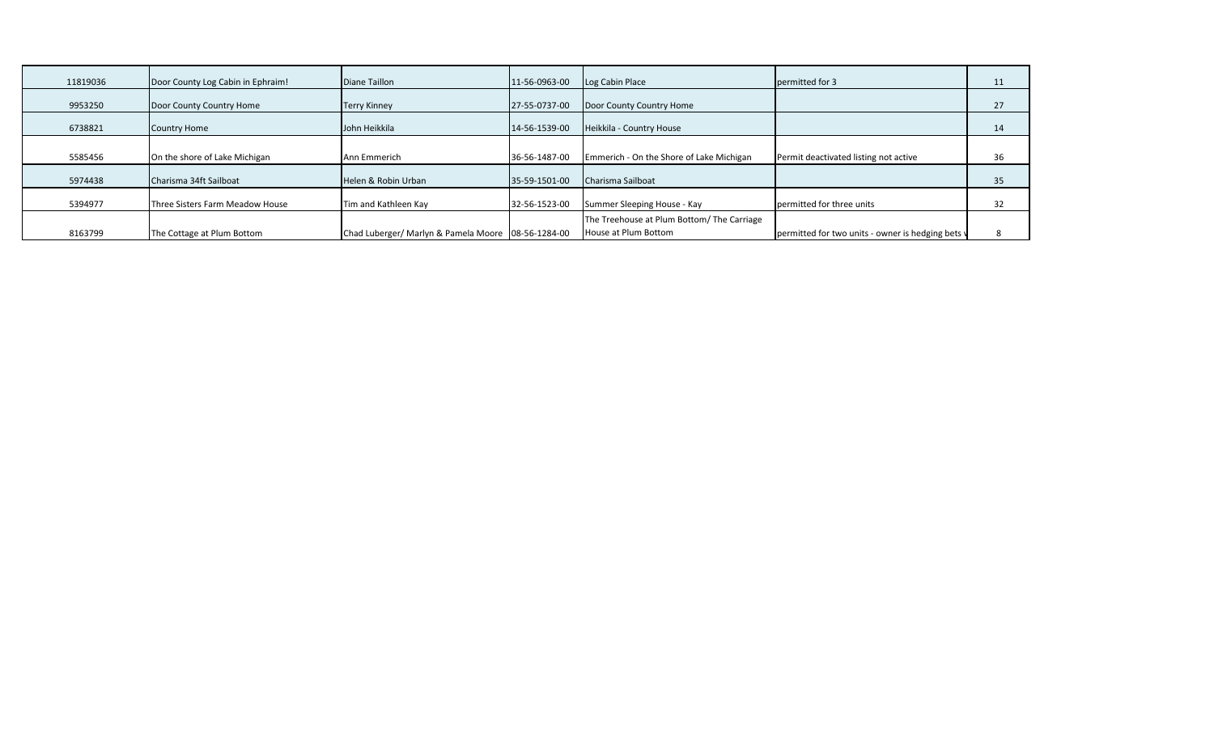| | | | | | | |
|---|---|---|---|---|---|---|
| 11819036 | Door County Log Cabin in Ephraim! | Diane Taillon | 11-56-0963-00 | Log Cabin Place | permitted for 3 | 11 |
| 9953250 | Door County Country Home | Terry Kinney | 27-55-0737-00 | Door County Country Home | | 27 |
| 6738821 | Country Home | John Heikkila | 14-56-1539-00 | Heikkila - Country House | | 14 |
| 5585456 | On the shore of Lake Michigan | Ann Emmerich | 36-56-1487-00 | Emmerich - On the Shore of Lake Michigan | Permit deactivated listing not active | 36 |
| 5974438 | Charisma 34ft Sailboat | Helen & Robin Urban | 35-59-1501-00 | Charisma Sailboat | | 35 |
| 5394977 | Three Sisters Farm Meadow House | Tim and Kathleen Kay | 32-56-1523-00 | Summer Sleeping House - Kay | permitted for three units | 32 |
| 8163799 | The Cottage at Plum Bottom | Chad Luberger/ Marlyn & Pamela Moore | 08-56-1284-00 | The Treehouse at Plum Bottom/ The Carriage House at Plum Bottom | permitted for two units - owner is hedging bets v | 8 |